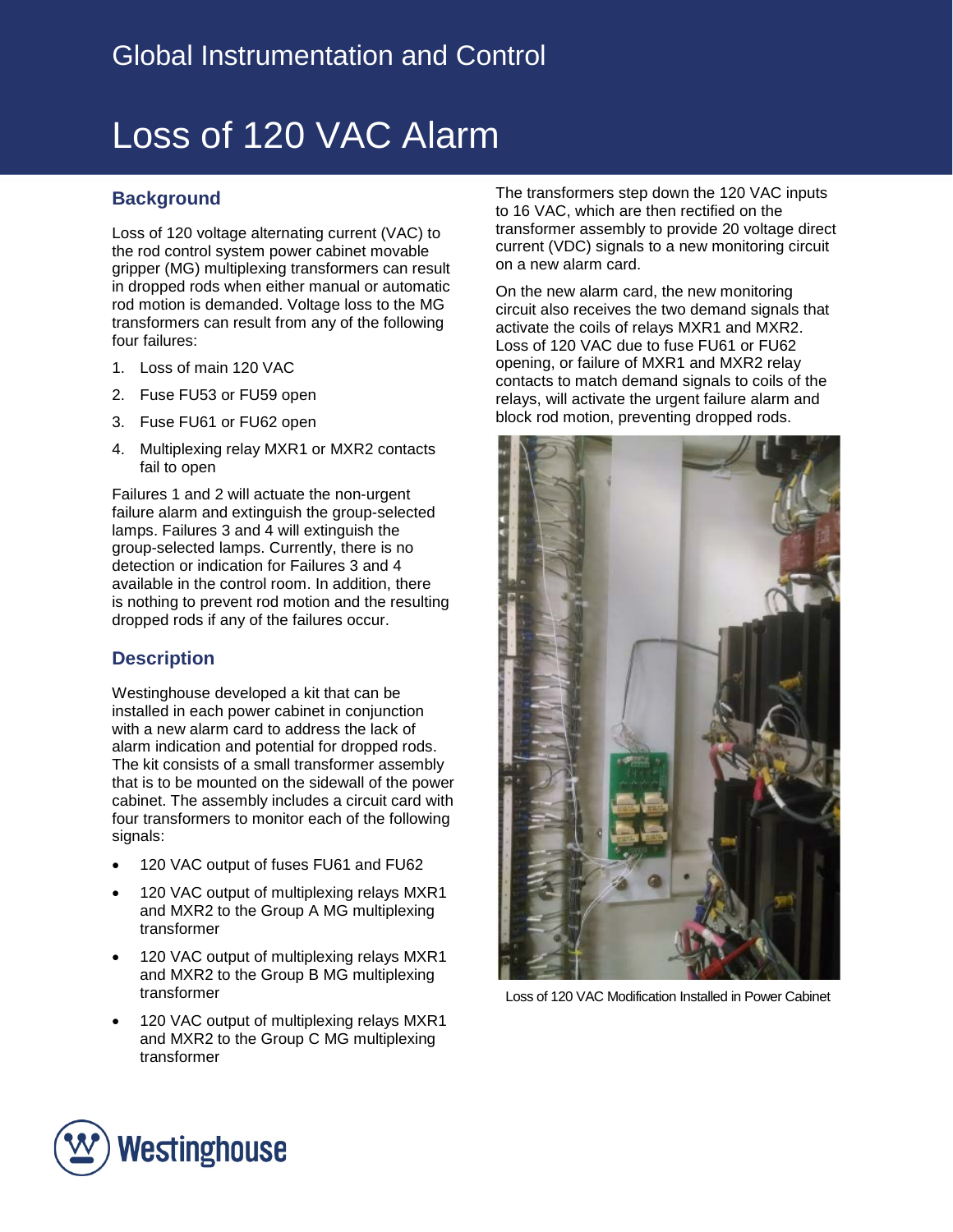Global Instrumentation and Control

# Loss of 120 VAC Alarm

## Background

Loss of 120 voltage alternating current (VAC) to the rod control system power cabinet movable gripper (MG) multiplexing transformers can result in dropped rods when either manual or automatic rod motion is demanded. Voltage loss to the MG transformers can result from any of the following four failures:

1. Loss of main 120 VAC
2. Fuse FU53 or FU59 open
3. Fuse FU61 or FU62 open
4. Multiplexing relay MXR1 or MXR2 contacts fail to open

Failures 1 and 2 will actuate the non-urgent failure alarm and extinguish the group-selected lamps. Failures 3 and 4 will extinguish the group-selected lamps. Currently, there is no detection or indication for Failures 3 and 4 available in the control room. In addition, there is nothing to prevent rod motion and the resulting dropped rods if any of the failures occur.

## Description

Westinghouse developed a kit that can be installed in each power cabinet in conjunction with a new alarm card to address the lack of alarm indication and potential for dropped rods. The kit consists of a small transformer assembly that is to be mounted on the sidewall of the power cabinet. The assembly includes a circuit card with four transformers to monitor each of the following signals:

- 120 VAC output of fuses FU61 and FU62
- 120 VAC output of multiplexing relays MXR1 and MXR2 to the Group A MG multiplexing transformer
- 120 VAC output of multiplexing relays MXR1 and MXR2 to the Group B MG multiplexing transformer
- 120 VAC output of multiplexing relays MXR1 and MXR2 to the Group C MG multiplexing transformer

The transformers step down the 120 VAC inputs to 16 VAC, which are then rectified on the transformer assembly to provide 20 voltage direct current (VDC) signals to a new monitoring circuit on a new alarm card.

On the new alarm card, the new monitoring circuit also receives the two demand signals that activate the coils of relays MXR1 and MXR2. Loss of 120 VAC due to fuse FU61 or FU62 opening, or failure of MXR1 and MXR2 relay contacts to match demand signals to coils of the relays, will activate the urgent failure alarm and block rod motion, preventing dropped rods.

Loss of 120 VAC Modification Installed in Power Cabinet

Westinghouse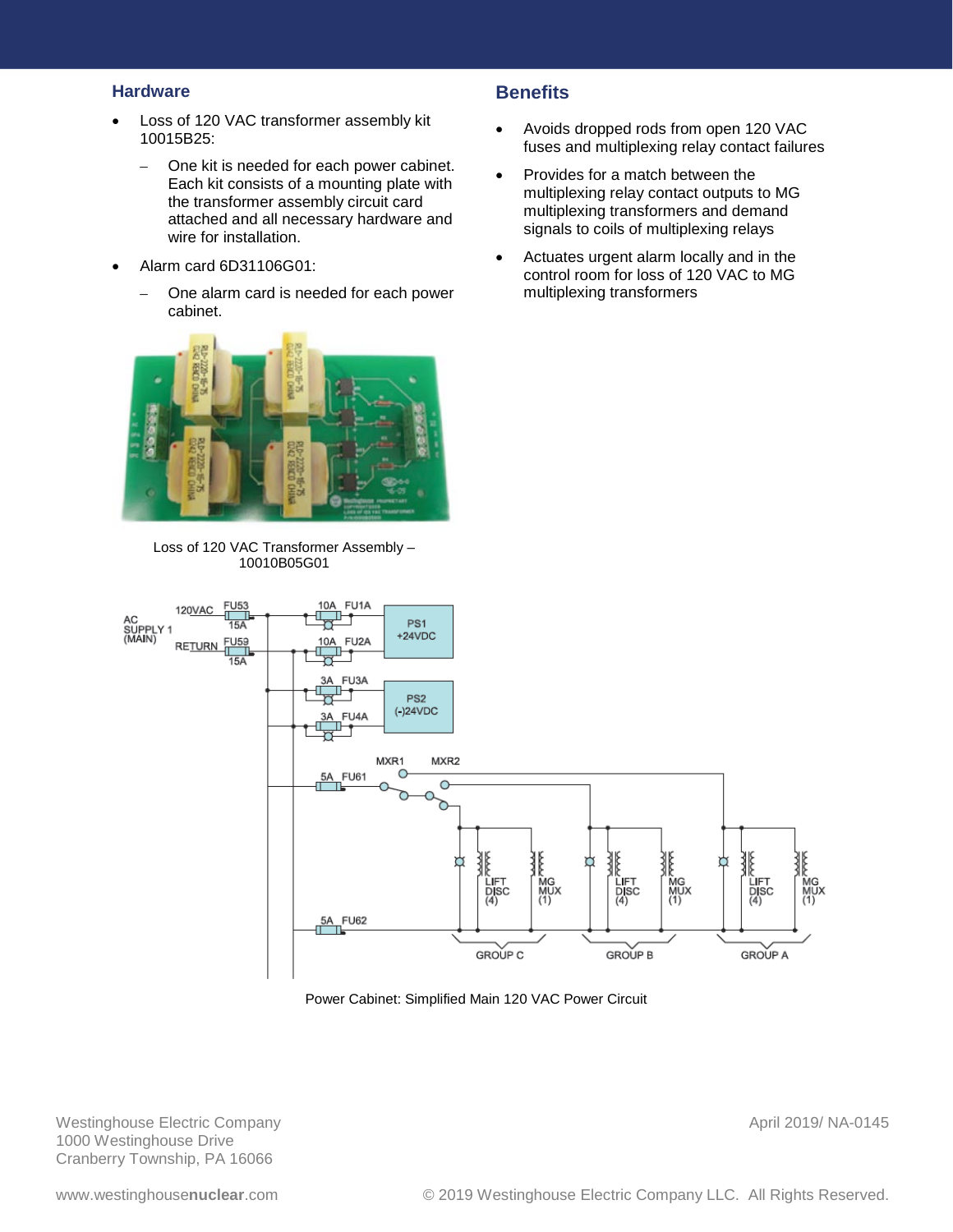## Hardware

- Loss of 120 VAC transformer assembly kit 10015B25:
  - One kit is needed for each power cabinet. Each kit consists of a mounting plate with the transformer assembly circuit card attached and all necessary hardware and wire for installation.
- Alarm card 6D31106G01:
  - One alarm card is needed for each power cabinet.

Loss of 120 VAC Transformer Assembly – 10010B05G01

## Benefits

- Avoids dropped rods from open 120 VAC fuses and multiplexing relay contact failures
- Provides for a match between the multiplexing relay contact outputs to MG multiplexing transformers and demand signals to coils of multiplexing relays
- Actuates urgent alarm locally and in the control room for loss of 120 VAC to MG multiplexing transformers

AC SUPPLY 1 (MAIN)
120VAC
RETURN
FU53 15A
FU59 15A
10A FU1A
10A FU2A
PS1 +24VDC
3A FU3A
3A FU4A
PS2 (-)24VDC
MXR1
MXR2
5A FU61
5A FU62
LIFT DISC (4)
MG MUX (1)
GROUP C
GROUP B
GROUP A

Power Cabinet: Simplified Main 120 VAC Power Circuit

Westinghouse Electric Company
1000 Westinghouse Drive
Cranberry Township, PA 16066

April 2019/ NA-0145

www.westinghousenuclear.com

© 2019 Westinghouse Electric Company LLC. All Rights Reserved.